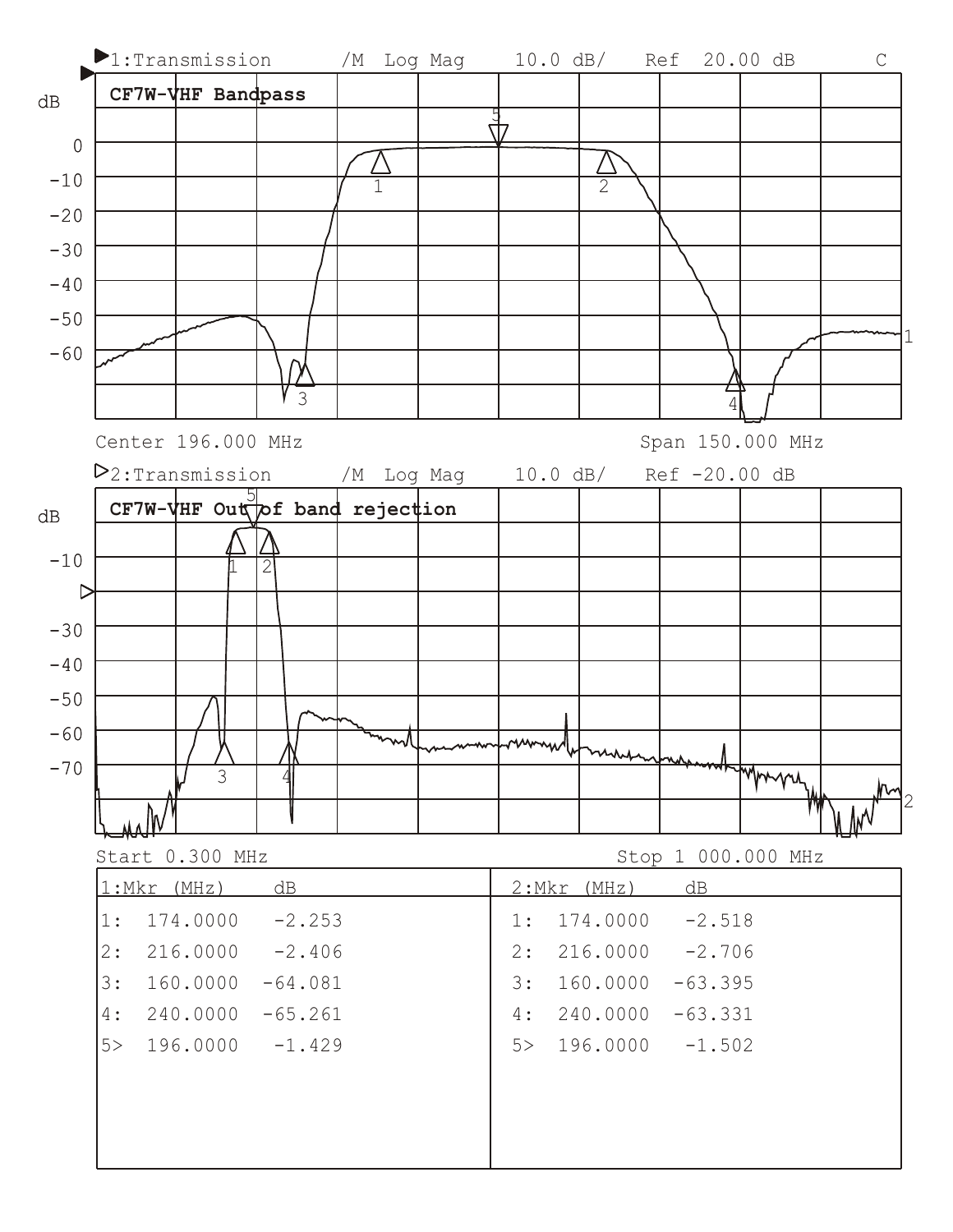1:Transmission /M Log Mag 10.0 dB/ Ref 20.00 dB C

**CF7W-VHF Bandpass**

Center 196.000 MHz Span 150.000 MHz

2:Transmission /M Log Mag 10.0 dB/ Ref -20.00 dB

**CF7W-VHF Out of band rejection**

Start 0.300 MHz Stop 1 000.000 MHz

| 1:Mkr (MHz) | dB | 2:Mkr (MHz) | dB |
|---|---|---|---|
| 1: 174.0000 | -2.253 | 1: 174.0000 | -2.518 |
| 2: 216.0000 | -2.406 | 2: 216.0000 | -2.706 |
| 3: 160.0000 | -64.081 | 3: 160.0000 | -63.395 |
| 4: 240.0000 | -65.261 | 4: 240.0000 | -63.331 |
| 5> 196.0000 | -1.429 | 5> 196.0000 | -1.502 |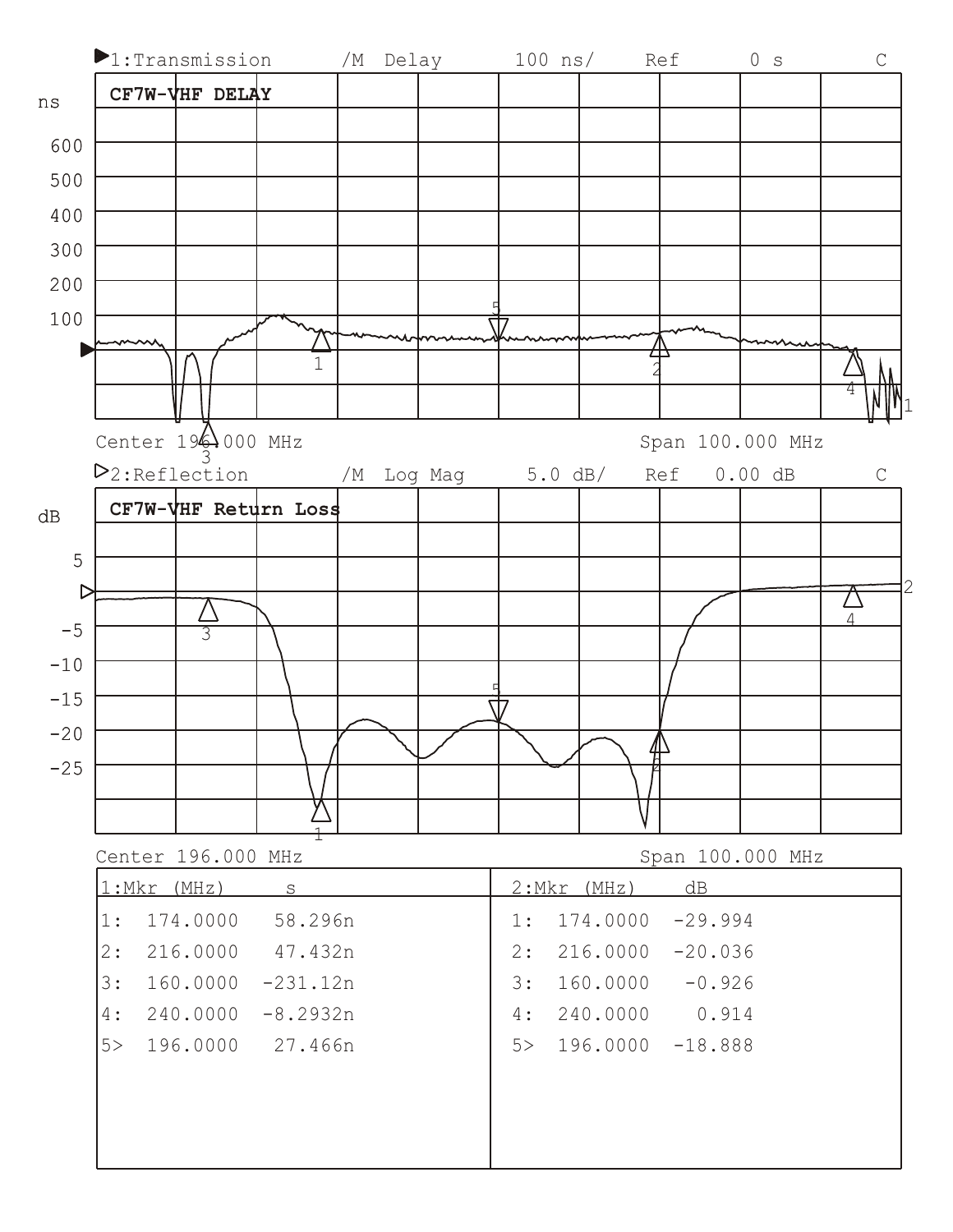1:Transmission /M Delay 100 ns/ Ref 0 s C

**CF7W-VHF DELAY**

ns

600
500
400
300
200
100

Center 196.000 MHz Span 100.000 MHz

2:Reflection /M Log Mag 5.0 dB/ Ref 0.00 dB C

**CF7W-VHF Return Loss**

dB

5
-5
-10
-15
-20
-25

Center 196.000 MHz Span 100.000 MHz

| 1:Mkr (MHz) | s | 2:Mkr (MHz) | dB |
|---|---|---|---|
| 1: 174.0000 | 58.296n | 1: 174.0000 | -29.994 |
| 2: 216.0000 | 47.432n | 2: 216.0000 | -20.036 |
| 3: 160.0000 | -231.12n | 3: 160.0000 | -0.926 |
| 4: 240.0000 | -8.2932n | 4: 240.0000 | 0.914 |
| 5> 196.0000 | 27.466n | 5> 196.0000 | -18.888 |